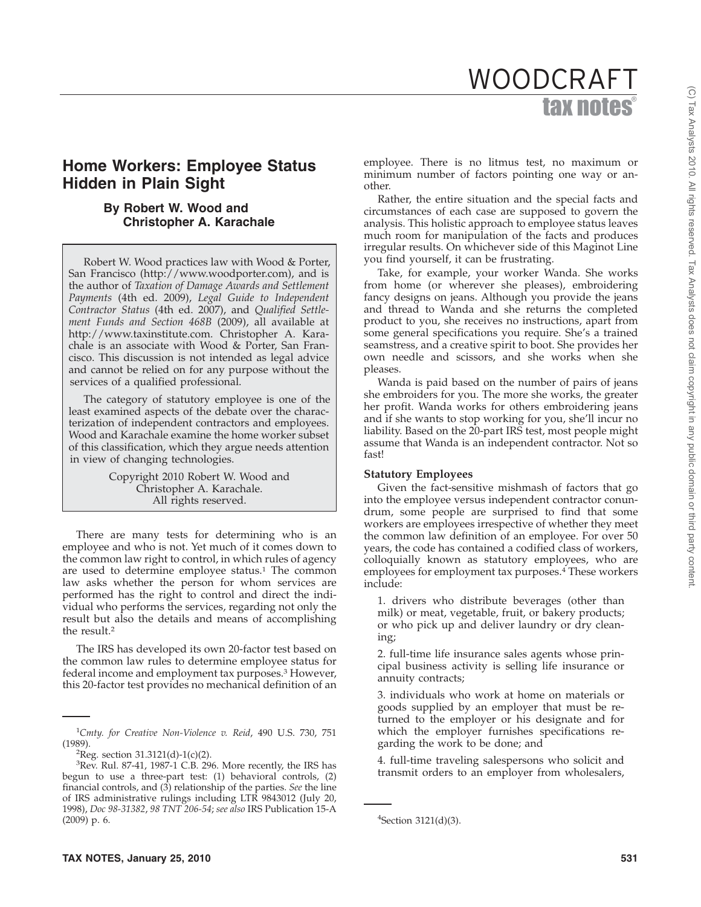# Home Workers: Employee Status Hidden in Plain Sight

### By Robert W. Wood and Christopher A. Karachale

Robert W. Wood practices law with Wood & Porter, San Francisco (http://www.woodporter.com), and is the author of *Taxation of Damage Awards and Settlement Payments* (4th ed. 2009), *Legal Guide to Independent Contractor Status* (4th ed. 2007), and *Qualified Settlement Funds and Section 468B* (2009), all available at http://www.taxinstitute.com. Christopher A. Karachale is an associate with Wood & Porter, San Francisco. This discussion is not intended as legal advice and cannot be relied on for any purpose without the services of a qualified professional.

The category of statutory employee is one of the least examined aspects of the debate over the characterization of independent contractors and employees. Wood and Karachale examine the home worker subset of this classification, which they argue needs attention in view of changing technologies.

Copyright 2010 Robert W. Wood and Christopher A. Karachale.
All rights reserved.

There are many tests for determining who is an employee and who is not. Yet much of it comes down to the common law right to control, in which rules of agency are used to determine employee status.[1] The common law asks whether the person for whom services are performed has the right to control and direct the individual who performs the services, regarding not only the result but also the details and means of accomplishing the result.[2]

The IRS has developed its own 20-factor test based on the common law rules to determine employee status for federal income and employment tax purposes.[3] However, this 20-factor test provides no mechanical definition of an employee. There is no litmus test, no maximum or minimum number of factors pointing one way or another.

Rather, the entire situation and the special facts and circumstances of each case are supposed to govern the analysis. This holistic approach to employee status leaves much room for manipulation of the facts and produces irregular results. On whichever side of this Maginot Line you find yourself, it can be frustrating.

Take, for example, your worker Wanda. She works from home (or wherever she pleases), embroidering fancy designs on jeans. Although you provide the jeans and thread to Wanda and she returns the completed product to you, she receives no instructions, apart from some general specifications you require. She's a trained seamstress, and a creative spirit to boot. She provides her own needle and scissors, and she works when she pleases.

Wanda is paid based on the number of pairs of jeans she embroiders for you. The more she works, the greater her profit. Wanda works for others embroidering jeans and if she wants to stop working for you, she'll incur no liability. Based on the 20-part IRS test, most people might assume that Wanda is an independent contractor. Not so fast!

**Statutory Employees**

Given the fact-sensitive mishmash of factors that go into the employee versus independent contractor conundrum, some people are surprised to find that some workers are employees irrespective of whether they meet the common law definition of an employee. For over 50 years, the code has contained a codified class of workers, colloquially known as statutory employees, who are employees for employment tax purposes.[4] These workers include:

1. drivers who distribute beverages (other than milk) or meat, vegetable, fruit, or bakery products; or who pick up and deliver laundry or dry cleaning;

2. full-time life insurance sales agents whose principal business activity is selling life insurance or annuity contracts;

3. individuals who work at home on materials or goods supplied by an employer that must be returned to the employer or his designate and for which the employer furnishes specifications regarding the work to be done; and

4. full-time traveling salespersons who solicit and transmit orders to an employer from wholesalers,

---

[1] *Cmty. for Creative Non-Violence v. Reid*, 490 U.S. 730, 751 (1989).

[2] Reg. section 31.3121(d)-1(c)(2).

[3] Rev. Rul. 87-41, 1987-1 C.B. 296. More recently, the IRS has begun to use a three-part test: (1) behavioral controls, (2) financial controls, and (3) relationship of the parties. *See* the line of IRS administrative rulings including LTR 9843012 (July 20, 1998), *Doc 98-31382*, *98 TNT 206-54*; *see also* IRS Publication 15-A (2009) p. 6.

[4] Section 3121(d)(3).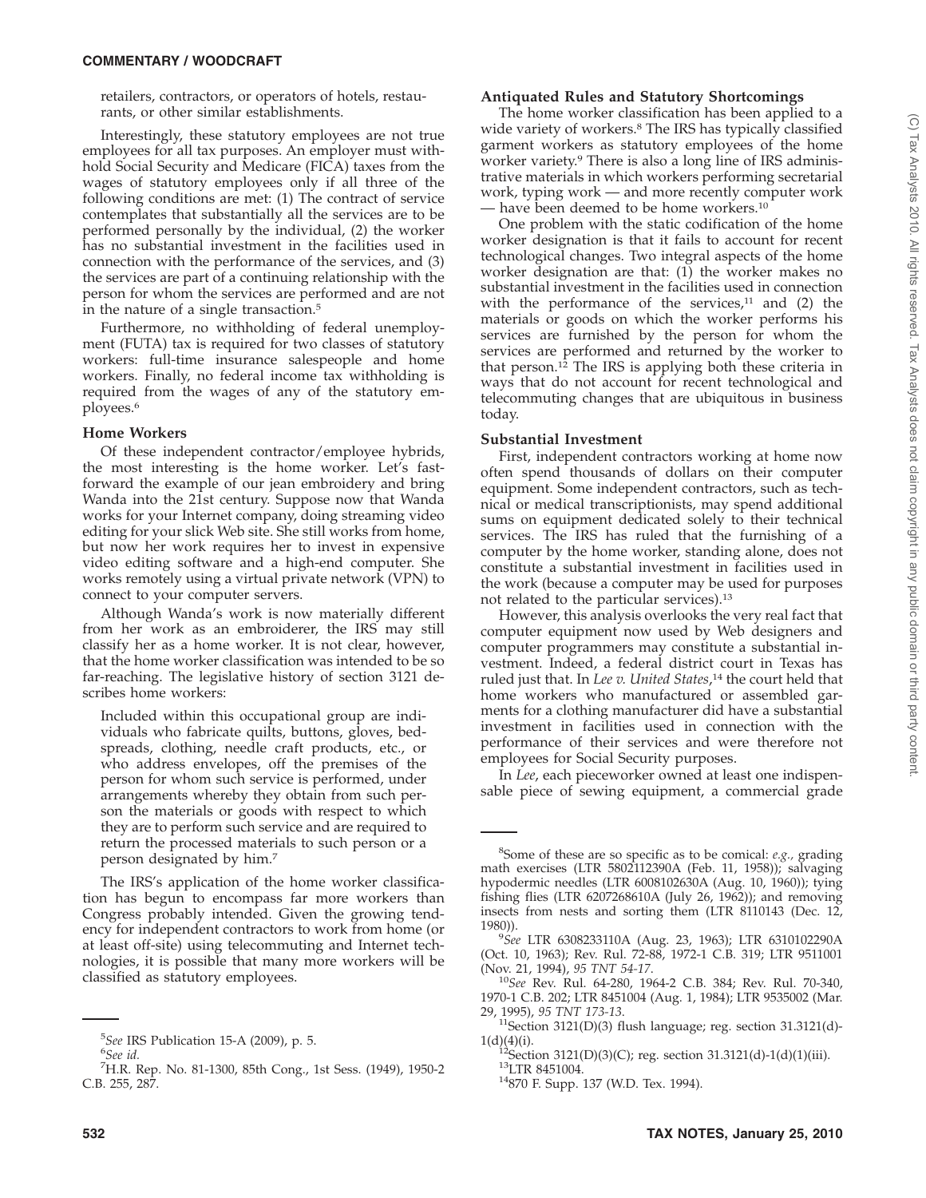retailers, contractors, or operators of hotels, restaurants, or other similar establishments.

Interestingly, these statutory employees are not true employees for all tax purposes. An employer must withhold Social Security and Medicare (FICA) taxes from the wages of statutory employees only if all three of the following conditions are met: (1) The contract of service contemplates that substantially all the services are to be performed personally by the individual, (2) the worker has no substantial investment in the facilities used in connection with the performance of the services, and (3) the services are part of a continuing relationship with the person for whom the services are performed and are not in the nature of a single transaction.[5]

Furthermore, no withholding of federal unemployment (FUTA) tax is required for two classes of statutory workers: full-time insurance salespeople and home workers. Finally, no federal income tax withholding is required from the wages of any of the statutory employees.[6]

### Home Workers

Of these independent contractor/employee hybrids, the most interesting is the home worker. Let's fast-forward the example of our jean embroidery and bring Wanda into the 21st century. Suppose now that Wanda works for your Internet company, doing streaming video editing for your slick Web site. She still works from home, but now her work requires her to invest in expensive video editing software and a high-end computer. She works remotely using a virtual private network (VPN) to connect to your computer servers.

Although Wanda's work is now materially different from her work as an embroiderer, the IRS may still classify her as a home worker. It is not clear, however, that the home worker classification was intended to be so far-reaching. The legislative history of section 3121 describes home workers:

> Included within this occupational group are individuals who fabricate quilts, buttons, gloves, bedspreads, clothing, needle craft products, etc., or who address envelopes, off the premises of the person for whom such service is performed, under arrangements whereby they obtain from such person the materials or goods with respect to which they are to perform such service and are required to return the processed materials to such person or a person designated by him.[7]

The IRS's application of the home worker classification has begun to encompass far more workers than Congress probably intended. Given the growing tendency for independent contractors to work from home (or at least off-site) using telecommuting and Internet technologies, it is possible that many more workers will be classified as statutory employees.

### Antiquated Rules and Statutory Shortcomings

The home worker classification has been applied to a wide variety of workers.[8] The IRS has typically classified garment workers as statutory employees of the home worker variety.[9] There is also a long line of IRS administrative materials in which workers performing secretarial work, typing work — and more recently computer work — have been deemed to be home workers.[10]

One problem with the static codification of the home worker designation is that it fails to account for recent technological changes. Two integral aspects of the home worker designation are that: (1) the worker makes no substantial investment in the facilities used in connection with the performance of the services,[11] and (2) the materials or goods on which the worker performs his services are furnished by the person for whom the services are performed and returned by the worker to that person.[12] The IRS is applying both these criteria in ways that do not account for recent technological and telecommuting changes that are ubiquitous in business today.

### Substantial Investment

First, independent contractors working at home now often spend thousands of dollars on their computer equipment. Some independent contractors, such as technical or medical transcriptionists, may spend additional sums on equipment dedicated solely to their technical services. The IRS has ruled that the furnishing of a computer by the home worker, standing alone, does not constitute a substantial investment in facilities used in the work (because a computer may be used for purposes not related to the particular services).[13]

However, this analysis overlooks the very real fact that computer equipment now used by Web designers and computer programmers may constitute a substantial investment. Indeed, a federal district court in Texas has ruled just that. In *Lee v. United States*,[14] the court held that home workers who manufactured or assembled garments for a clothing manufacturer did have a substantial investment in facilities used in connection with the performance of their services and were therefore not employees for Social Security purposes.

In *Lee*, each pieceworker owned at least one indispensable piece of sewing equipment, a commercial grade

---

[5] *See* IRS Publication 15-A (2009), p. 5.

[6] *See id.*

[7] H.R. Rep. No. 81-1300, 85th Cong., 1st Sess. (1949), 1950-2 C.B. 255, 287.

[8] Some of these are so specific as to be comical: *e.g.,* grading math exercises (LTR 5802112390A (Feb. 11, 1958)); salvaging hypodermic needles (LTR 6008102630A (Aug. 10, 1960)); tying fishing flies (LTR 6207268610A (July 26, 1962)); and removing insects from nests and sorting them (LTR 8110143 (Dec. 12, 1980)).

[9] *See* LTR 6308233110A (Aug. 23, 1963); LTR 6310102290A (Oct. 10, 1963); Rev. Rul. 72-88, 1972-1 C.B. 319; LTR 9511001 (Nov. 21, 1994), *95 TNT 54-17*.

[10] *See* Rev. Rul. 64-280, 1964-2 C.B. 384; Rev. Rul. 70-340, 1970-1 C.B. 202; LTR 8451004 (Aug. 1, 1984); LTR 9535002 (Mar. 29, 1995), *95 TNT 173-13*.

[11] Section 3121(D)(3) flush language; reg. section 31.3121(d)-1(d)(4)(i).

[12] Section 3121(D)(3)(C); reg. section 31.3121(d)-1(d)(1)(iii).

[13] LTR 8451004.

[14] 870 F. Supp. 137 (W.D. Tex. 1994).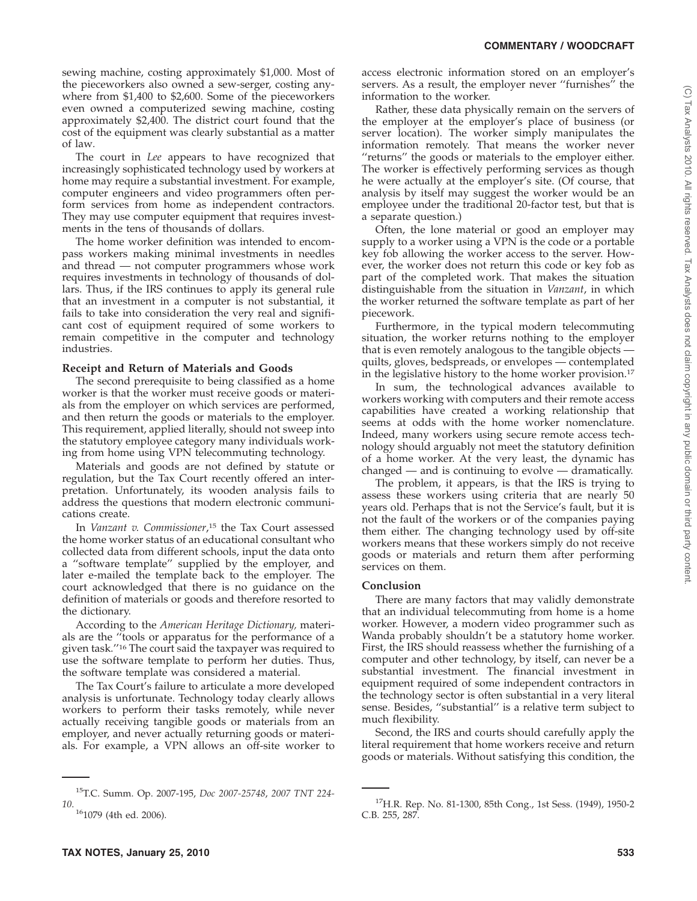sewing machine, costing approximately $1,000. Most of the pieceworkers also owned a sew-serger, costing anywhere from $1,400 to $2,600. Some of the pieceworkers even owned a computerized sewing machine, costing approximately $2,400. The district court found that the cost of the equipment was clearly substantial as a matter of law.

The court in *Lee* appears to have recognized that increasingly sophisticated technology used by workers at home may require a substantial investment. For example, computer engineers and video programmers often perform services from home as independent contractors. They may use computer equipment that requires investments in the tens of thousands of dollars.

The home worker definition was intended to encompass workers making minimal investments in needles and thread — not computer programmers whose work requires investments in technology of thousands of dollars. Thus, if the IRS continues to apply its general rule that an investment in a computer is not substantial, it fails to take into consideration the very real and significant cost of equipment required of some workers to remain competitive in the computer and technology industries.

**Receipt and Return of Materials and Goods**

The second prerequisite to being classified as a home worker is that the worker must receive goods or materials from the employer on which services are performed, and then return the goods or materials to the employer. This requirement, applied literally, should not sweep into the statutory employee category many individuals working from home using VPN telecommuting technology.

Materials and goods are not defined by statute or regulation, but the Tax Court recently offered an interpretation. Unfortunately, its wooden analysis fails to address the questions that modern electronic communications create.

In *Vanzant v. Commissioner*,[15] the Tax Court assessed the home worker status of an educational consultant who collected data from different schools, input the data onto a ''software template'' supplied by the employer, and later e-mailed the template back to the employer. The court acknowledged that there is no guidance on the definition of materials or goods and therefore resorted to the dictionary.

According to the *American Heritage Dictionary,* materials are the ''tools or apparatus for the performance of a given task.''[16] The court said the taxpayer was required to use the software template to perform her duties. Thus, the software template was considered a material.

The Tax Court's failure to articulate a more developed analysis is unfortunate. Technology today clearly allows workers to perform their tasks remotely, while never actually receiving tangible goods or materials from an employer, and never actually returning goods or materials. For example, a VPN allows an off-site worker to access electronic information stored on an employer's servers. As a result, the employer never ''furnishes'' the information to the worker.

Rather, these data physically remain on the servers of the employer at the employer's place of business (or server location). The worker simply manipulates the information remotely. That means the worker never ''returns'' the goods or materials to the employer either. The worker is effectively performing services as though he were actually at the employer's site. (Of course, that analysis by itself may suggest the worker would be an employee under the traditional 20-factor test, but that is a separate question.)

Often, the lone material or good an employer may supply to a worker using a VPN is the code or a portable key fob allowing the worker access to the server. However, the worker does not return this code or key fob as part of the completed work. That makes the situation distinguishable from the situation in *Vanzant*, in which the worker returned the software template as part of her piecework.

Furthermore, in the typical modern telecommuting situation, the worker returns nothing to the employer that is even remotely analogous to the tangible objects — quilts, gloves, bedspreads, or envelopes — contemplated in the legislative history to the home worker provision.[17]

In sum, the technological advances available to workers working with computers and their remote access capabilities have created a working relationship that seems at odds with the home worker nomenclature. Indeed, many workers using secure remote access technology should arguably not meet the statutory definition of a home worker. At the very least, the dynamic has changed — and is continuing to evolve — dramatically.

The problem, it appears, is that the IRS is trying to assess these workers using criteria that are nearly 50 years old. Perhaps that is not the Service's fault, but it is not the fault of the workers or of the companies paying them either. The changing technology used by off-site workers means that these workers simply do not receive goods or materials and return them after performing services on them.

**Conclusion**

There are many factors that may validly demonstrate that an individual telecommuting from home is a home worker. However, a modern video programmer such as Wanda probably shouldn't be a statutory home worker. First, the IRS should reassess whether the furnishing of a computer and other technology, by itself, can never be a substantial investment. The financial investment in equipment required of some independent contractors in the technology sector is often substantial in a very literal sense. Besides, ''substantial'' is a relative term subject to much flexibility.

Second, the IRS and courts should carefully apply the literal requirement that home workers receive and return goods or materials. Without satisfying this condition, the

---

[15] T.C. Summ. Op. 2007-195, *Doc 2007-25748*, *2007 TNT 224-10*.

[16] 1079 (4th ed. 2006).

[17] H.R. Rep. No. 81-1300, 85th Cong., 1st Sess. (1949), 1950-2 C.B. 255, 287.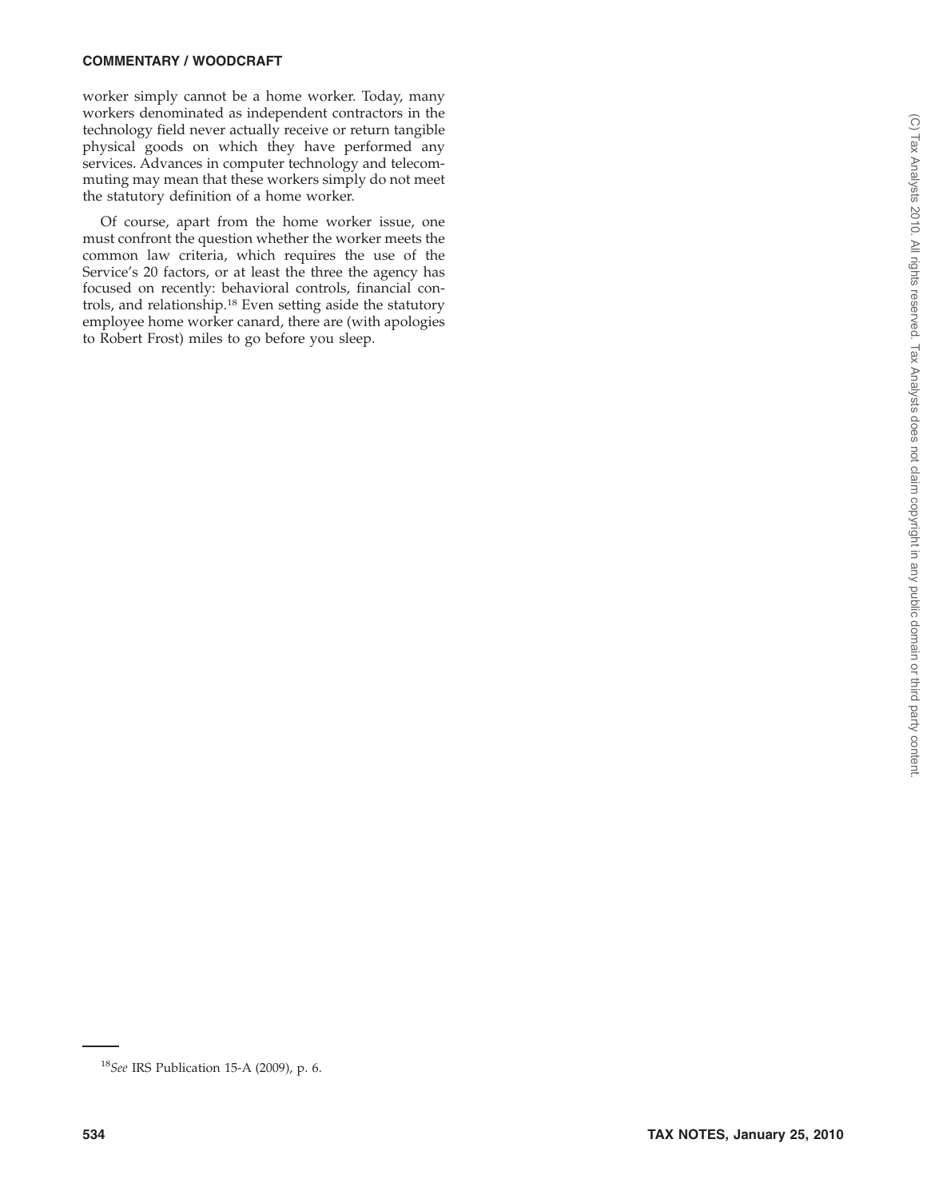worker simply cannot be a home worker. Today, many workers denominated as independent contractors in the technology field never actually receive or return tangible physical goods on which they have performed any services. Advances in computer technology and telecommuting may mean that these workers simply do not meet the statutory definition of a home worker.

Of course, apart from the home worker issue, one must confront the question whether the worker meets the common law criteria, which requires the use of the Service's 20 factors, or at least the three the agency has focused on recently: behavioral controls, financial controls, and relationship.[18] Even setting aside the statutory employee home worker canard, there are (with apologies to Robert Frost) miles to go before you sleep.

---

[18]*See* IRS Publication 15-A (2009), p. 6.